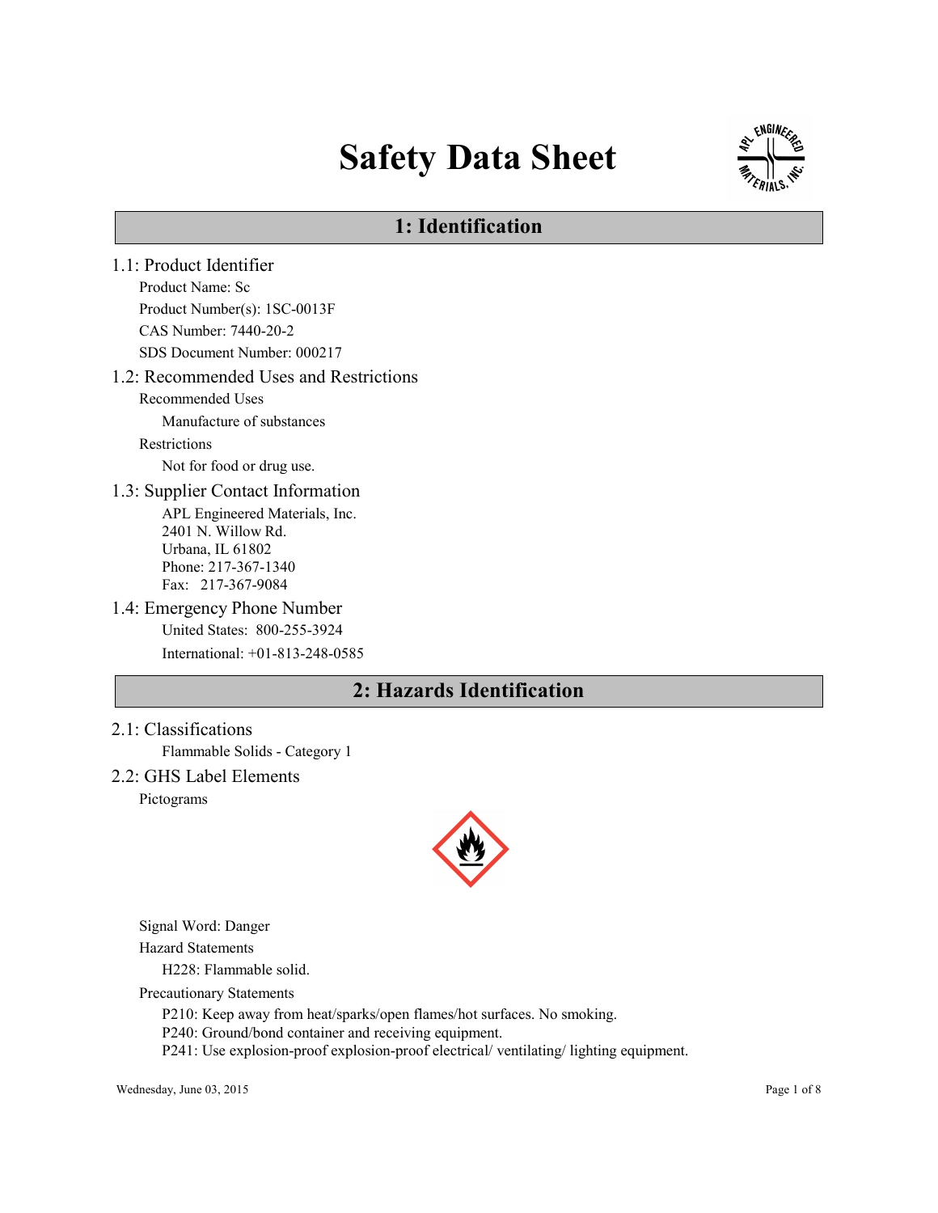# Safety Data Sheet

## 1: Identification

### 1.1: Product Identifier

Product Name: Sc

Product Number(s): 1SC-0013F

CAS Number: 7440-20-2

SDS Document Number: 000217

### 1.2: Recommended Uses and Restrictions

Recommended Uses

Manufacture of substances

Restrictions

Not for food or drug use.

### 1.3: Supplier Contact Information

APL Engineered Materials, Inc.
2401 N. Willow Rd.
Urbana, IL 61802
Phone: 217-367-1340
Fax: 217-367-9084

### 1.4: Emergency Phone Number

United States: 800-255-3924

International: +01-813-248-0585

## 2: Hazards Identification

### 2.1: Classifications

Flammable Solids - Category 1

### 2.2: GHS Label Elements

Pictograms

Signal Word: Danger

Hazard Statements

H228: Flammable solid.

Precautionary Statements

P210: Keep away from heat/sparks/open flames/hot surfaces. No smoking.
P240: Ground/bond container and receiving equipment.
P241: Use explosion-proof explosion-proof electrical/ ventilating/ lighting equipment.

Wednesday, June 03, 2015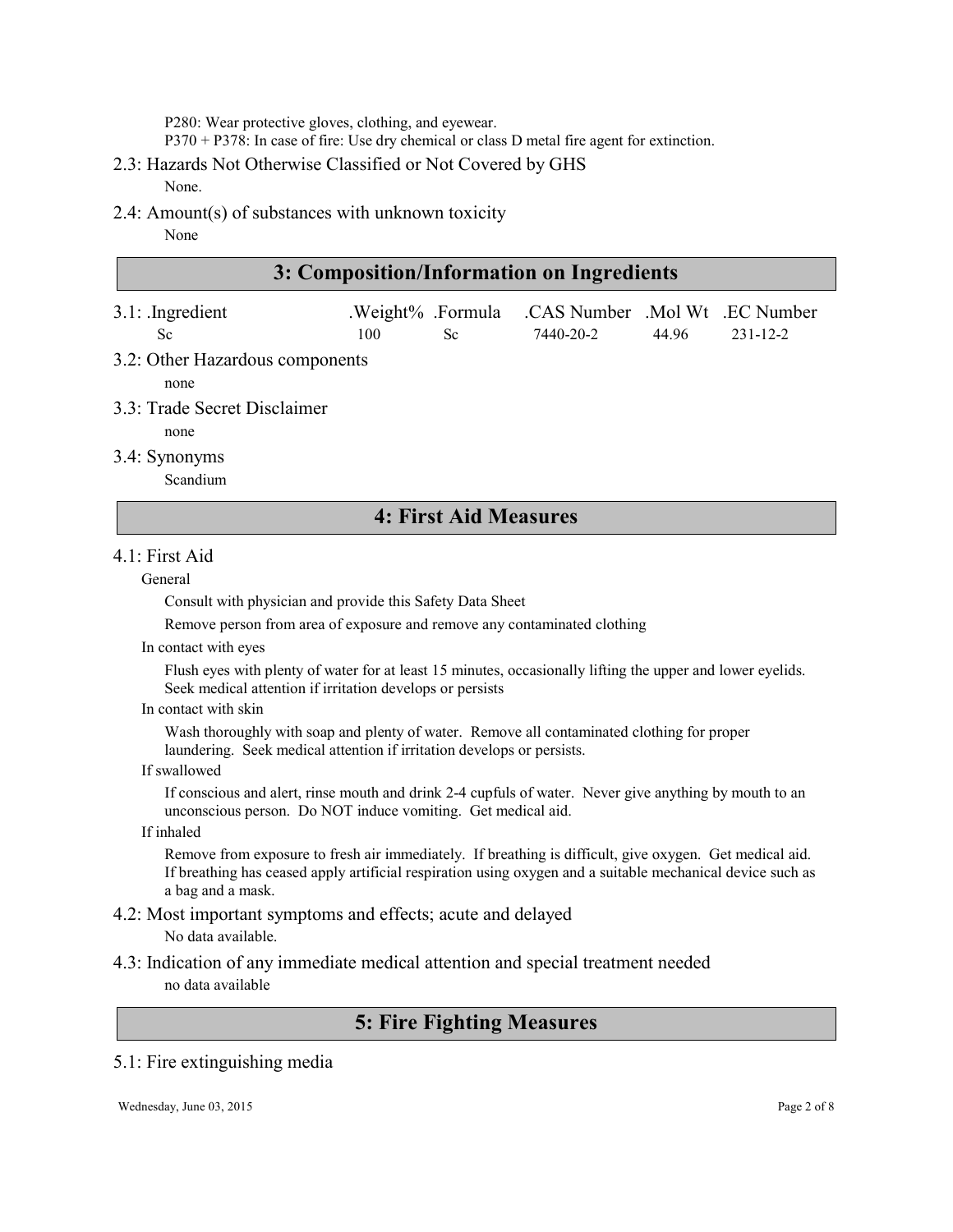P280: Wear protective gloves, clothing, and eyewear.

P370 + P378: In case of fire: Use dry chemical or class D metal fire agent for extinction.

2.3: Hazards Not Otherwise Classified or Not Covered by GHS

None.

2.4: Amount(s) of substances with unknown toxicity

None

## 3: Composition/Information on Ingredients

3.1:

| .Ingredient | .Weight% | .Formula | .CAS Number | .Mol Wt | .EC Number |
|---|---|---|---|---|---|
| Sc | 100 | Sc | 7440-20-2 | 44.96 | 231-12-2 |

3.2: Other Hazardous components

none

3.3: Trade Secret Disclaimer

none

3.4: Synonyms

Scandium

## 4: First Aid Measures

4.1: First Aid

General

Consult with physician and provide this Safety Data Sheet

Remove person from area of exposure and remove any contaminated clothing

In contact with eyes

Flush eyes with plenty of water for at least 15 minutes, occasionally lifting the upper and lower eyelids. Seek medical attention if irritation develops or persists

In contact with skin

Wash thoroughly with soap and plenty of water. Remove all contaminated clothing for proper laundering. Seek medical attention if irritation develops or persists.

If swallowed

If conscious and alert, rinse mouth and drink 2-4 cupfuls of water. Never give anything by mouth to an unconscious person. Do NOT induce vomiting. Get medical aid.

If inhaled

Remove from exposure to fresh air immediately. If breathing is difficult, give oxygen. Get medical aid. If breathing has ceased apply artificial respiration using oxygen and a suitable mechanical device such as a bag and a mask.

4.2: Most important symptoms and effects; acute and delayed

No data available.

4.3: Indication of any immediate medical attention and special treatment needed

no data available

## 5: Fire Fighting Measures

5.1: Fire extinguishing media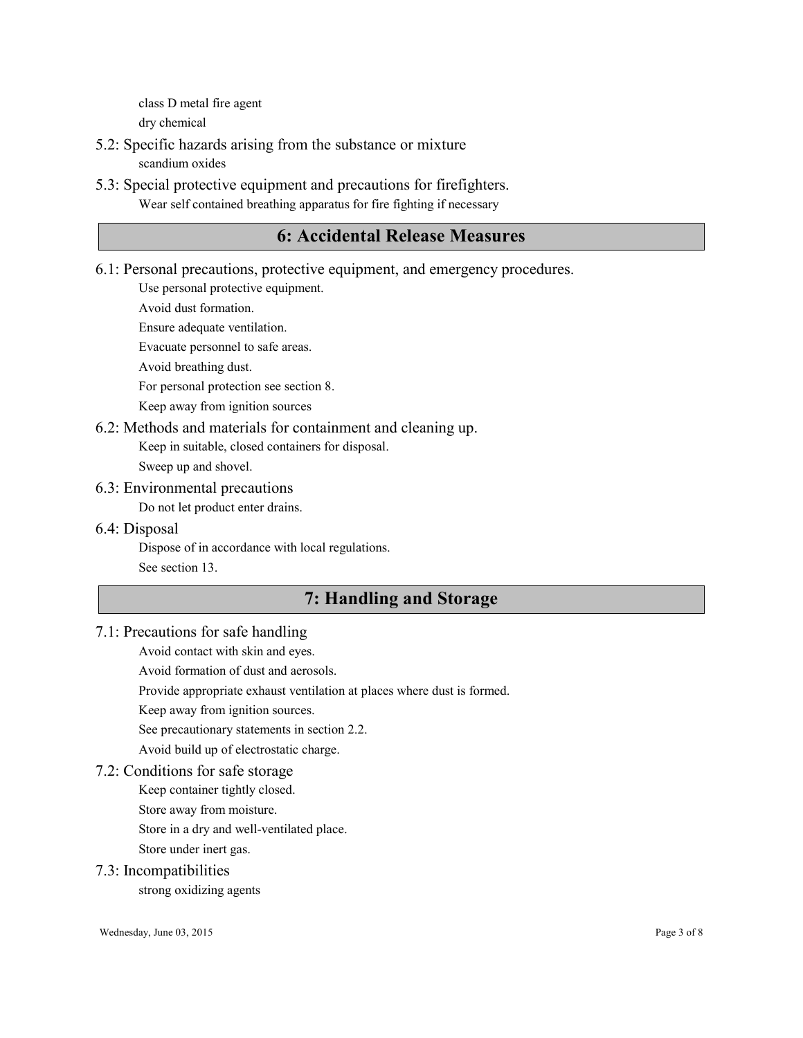class D metal fire agent

dry chemical

### 5.2: Specific hazards arising from the substance or mixture

scandium oxides

### 5.3: Special protective equipment and precautions for firefighters.

Wear self contained breathing apparatus for fire fighting if necessary

## 6: Accidental Release Measures

### 6.1: Personal precautions, protective equipment, and emergency procedures.

Use personal protective equipment.

Avoid dust formation.

Ensure adequate ventilation.

Evacuate personnel to safe areas.

Avoid breathing dust.

For personal protection see section 8.

Keep away from ignition sources

### 6.2: Methods and materials for containment and cleaning up.

Keep in suitable, closed containers for disposal.

Sweep up and shovel.

### 6.3: Environmental precautions

Do not let product enter drains.

### 6.4: Disposal

Dispose of in accordance with local regulations.

See section 13.

## 7: Handling and Storage

### 7.1: Precautions for safe handling

Avoid contact with skin and eyes.

Avoid formation of dust and aerosols.

Provide appropriate exhaust ventilation at places where dust is formed.

Keep away from ignition sources.

See precautionary statements in section 2.2.

Avoid build up of electrostatic charge.

### 7.2: Conditions for safe storage

Keep container tightly closed.

Store away from moisture.

Store in a dry and well-ventilated place.

Store under inert gas.

### 7.3: Incompatibilities

strong oxidizing agents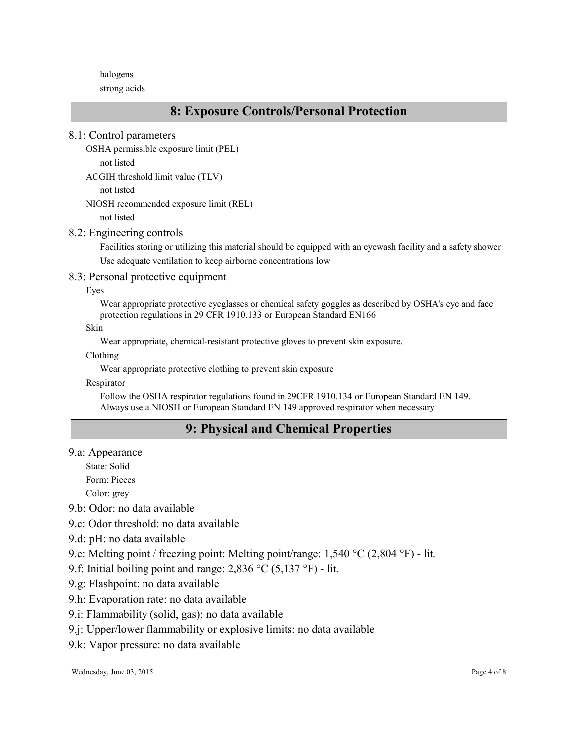halogens

strong acids

## 8: Exposure Controls/Personal Protection

### 8.1: Control parameters

OSHA permissible exposure limit (PEL)

not listed

ACGIH threshold limit value (TLV)

not listed

NIOSH recommended exposure limit (REL)

not listed

### 8.2: Engineering controls

Facilities storing or utilizing this material should be equipped with an eyewash facility and a safety shower

Use adequate ventilation to keep airborne concentrations low

### 8.3: Personal protective equipment

Eyes

Wear appropriate protective eyeglasses or chemical safety goggles as described by OSHA's eye and face protection regulations in 29 CFR 1910.133 or European Standard EN166

Skin

Wear appropriate, chemical-resistant protective gloves to prevent skin exposure.

Clothing

Wear appropriate protective clothing to prevent skin exposure

Respirator

Follow the OSHA respirator regulations found in 29CFR 1910.134 or European Standard EN 149. Always use a NIOSH or European Standard EN 149 approved respirator when necessary

## 9: Physical and Chemical Properties

### 9.a: Appearance

State: Solid

Form: Pieces

Color: grey

### 9.b: Odor: no data available

### 9.c: Odor threshold: no data available

### 9.d: pH: no data available

### 9.e: Melting point / freezing point: Melting point/range: 1,540 °C (2,804 °F) - lit.

### 9.f: Initial boiling point and range: 2,836 °C (5,137 °F) - lit.

### 9.g: Flashpoint: no data available

### 9.h: Evaporation rate: no data available

### 9.i: Flammability (solid, gas): no data available

### 9.j: Upper/lower flammability or explosive limits: no data available

### 9.k: Vapor pressure: no data available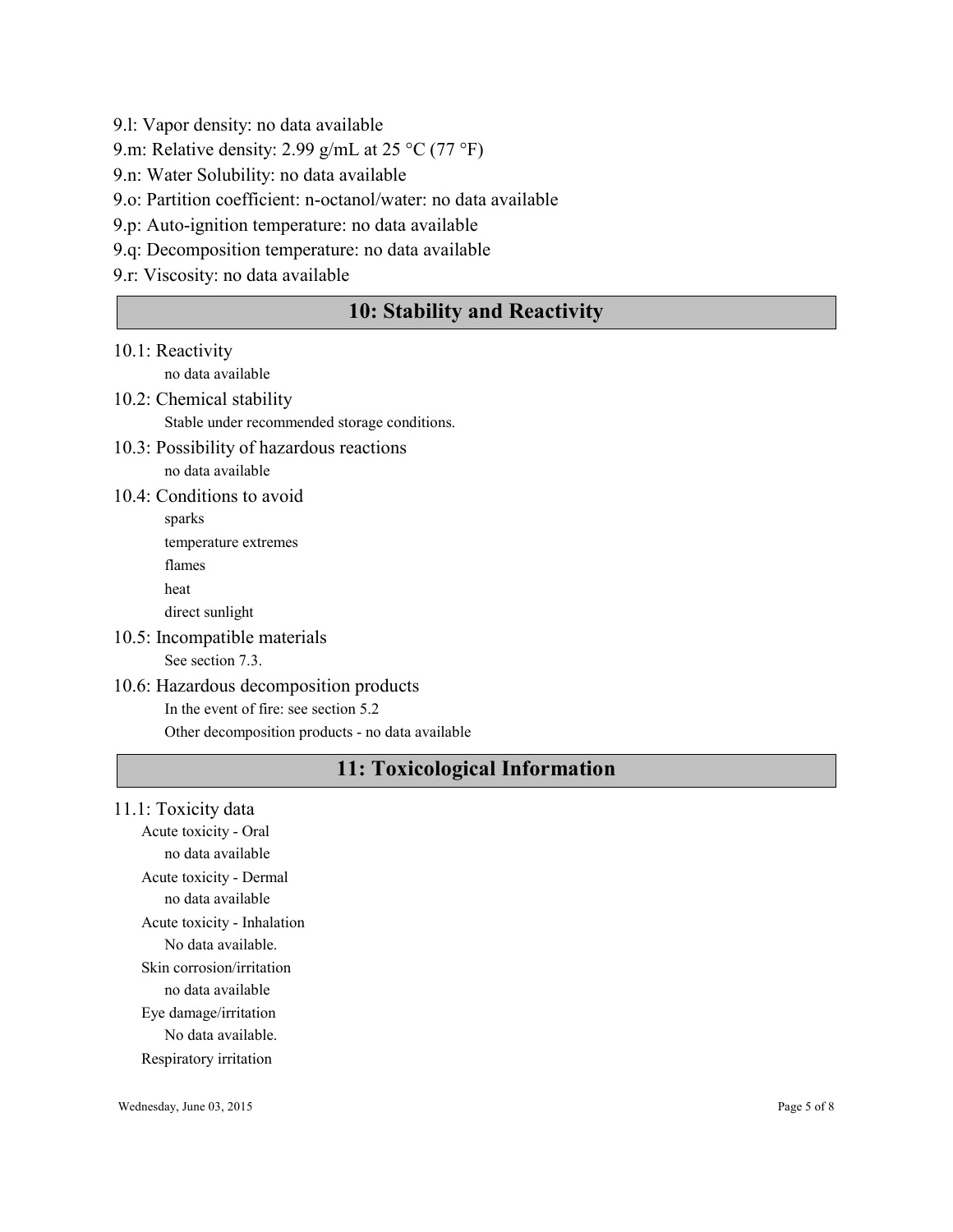9.l: Vapor density: no data available

9.m: Relative density: 2.99 g/mL at 25 °C (77 °F)

9.n: Water Solubility: no data available

9.o: Partition coefficient: n-octanol/water: no data available

9.p: Auto-ignition temperature: no data available

9.q: Decomposition temperature: no data available

9.r: Viscosity: no data available

## 10: Stability and Reactivity

### 10.1: Reactivity

no data available

### 10.2: Chemical stability

Stable under recommended storage conditions.

### 10.3: Possibility of hazardous reactions

no data available

### 10.4: Conditions to avoid

sparks

temperature extremes

flames

heat

direct sunlight

### 10.5: Incompatible materials

See section 7.3.

### 10.6: Hazardous decomposition products

In the event of fire: see section 5.2

Other decomposition products - no data available

## 11: Toxicological Information

### 11.1: Toxicity data

Acute toxicity - Oral

no data available

Acute toxicity - Dermal

no data available

Acute toxicity - Inhalation

No data available.

Skin corrosion/irritation

no data available

Eye damage/irritation

No data available.

Respiratory irritation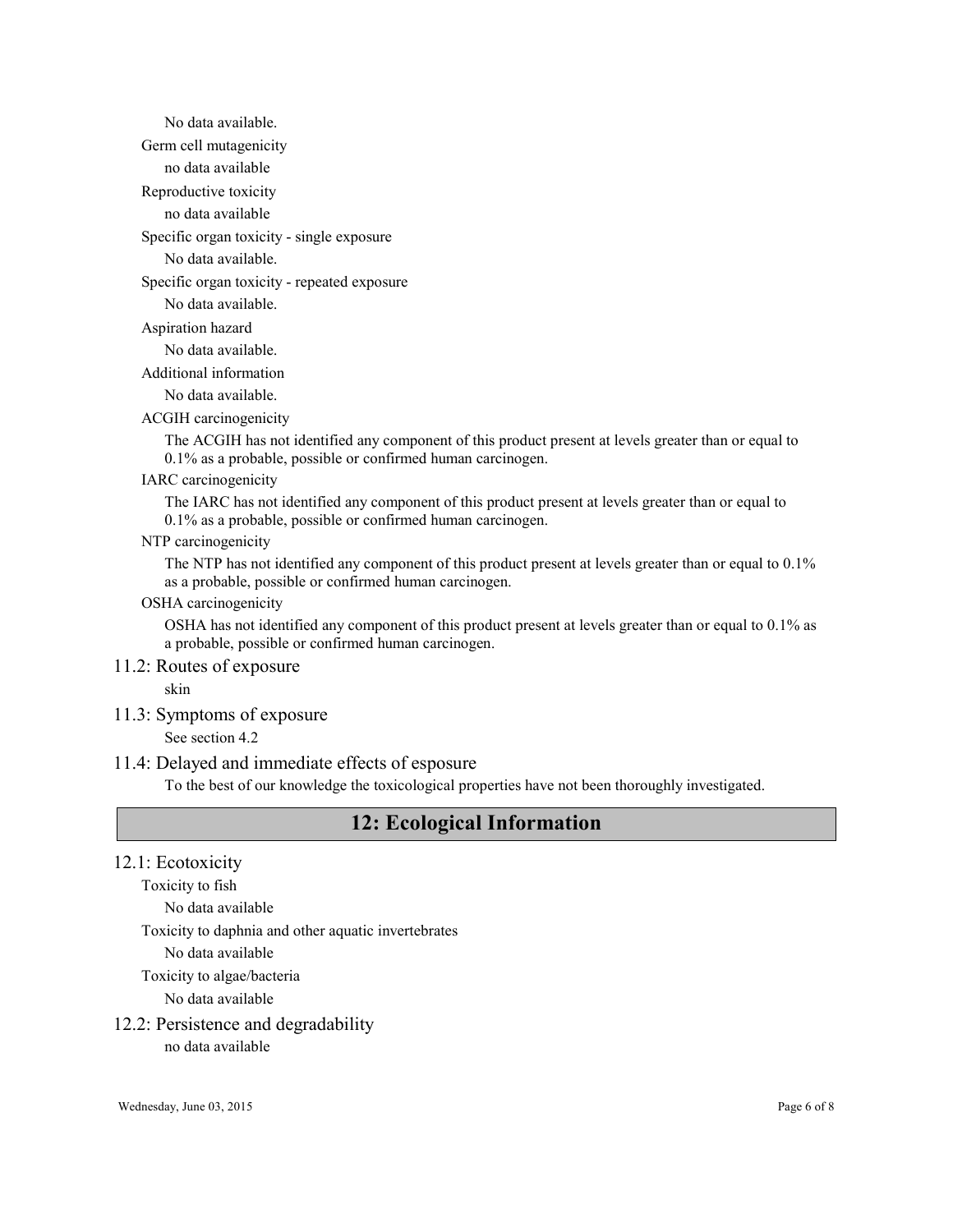No data available.

Germ cell mutagenicity

no data available

Reproductive toxicity

no data available

Specific organ toxicity - single exposure

No data available.

Specific organ toxicity - repeated exposure

No data available.

Aspiration hazard

No data available.

Additional information

No data available.

ACGIH carcinogenicity

The ACGIH has not identified any component of this product present at levels greater than or equal to 0.1% as a probable, possible or confirmed human carcinogen.

IARC carcinogenicity

The IARC has not identified any component of this product present at levels greater than or equal to 0.1% as a probable, possible or confirmed human carcinogen.

NTP carcinogenicity

The NTP has not identified any component of this product present at levels greater than or equal to 0.1% as a probable, possible or confirmed human carcinogen.

OSHA carcinogenicity

OSHA has not identified any component of this product present at levels greater than or equal to 0.1% as a probable, possible or confirmed human carcinogen.

### 11.2: Routes of exposure

skin

### 11.3: Symptoms of exposure

See section 4.2

### 11.4: Delayed and immediate effects of esposure

To the best of our knowledge the toxicological properties have not been thoroughly investigated.

## 12: Ecological Information

### 12.1: Ecotoxicity

Toxicity to fish

No data available

Toxicity to daphnia and other aquatic invertebrates

No data available

Toxicity to algae/bacteria

No data available

### 12.2: Persistence and degradability

no data available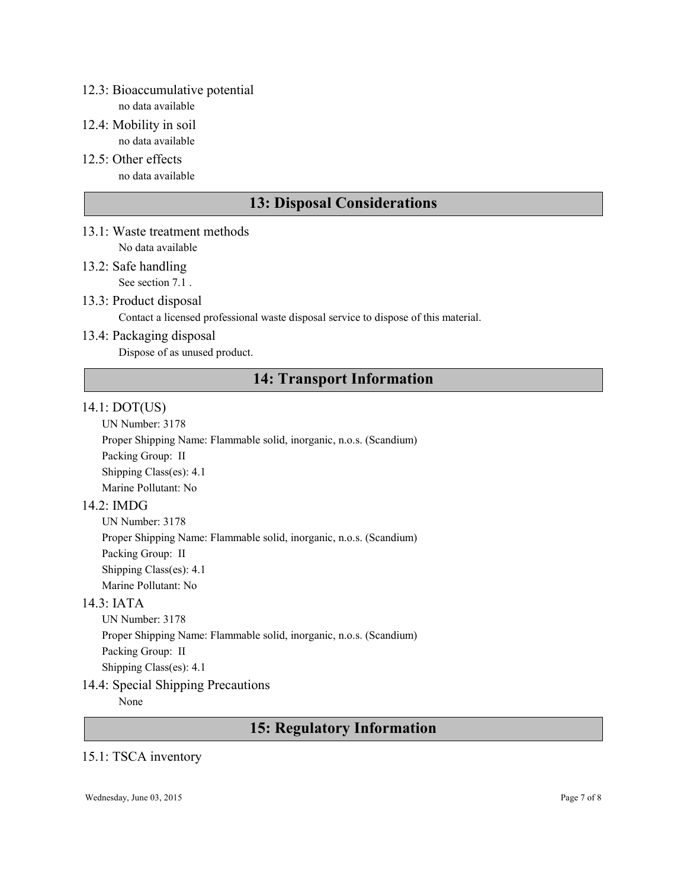### 12.3: Bioaccumulative potential

no data available

### 12.4: Mobility in soil

no data available

### 12.5: Other effects

no data available

## 13: Disposal Considerations

### 13.1: Waste treatment methods

No data available

### 13.2: Safe handling

See section 7.1 .

### 13.3: Product disposal

Contact a licensed professional waste disposal service to dispose of this material.

### 13.4: Packaging disposal

Dispose of as unused product.

## 14: Transport Information

### 14.1: DOT(US)

UN Number: 3178

Proper Shipping Name: Flammable solid, inorganic, n.o.s. (Scandium)

Packing Group: II

Shipping Class(es): 4.1

Marine Pollutant: No

### 14.2: IMDG

UN Number: 3178

Proper Shipping Name: Flammable solid, inorganic, n.o.s. (Scandium)

Packing Group: II

Shipping Class(es): 4.1

Marine Pollutant: No

### 14.3: IATA

UN Number: 3178

Proper Shipping Name: Flammable solid, inorganic, n.o.s. (Scandium)

Packing Group: II

Shipping Class(es): 4.1

### 14.4: Special Shipping Precautions

None

## 15: Regulatory Information

### 15.1: TSCA inventory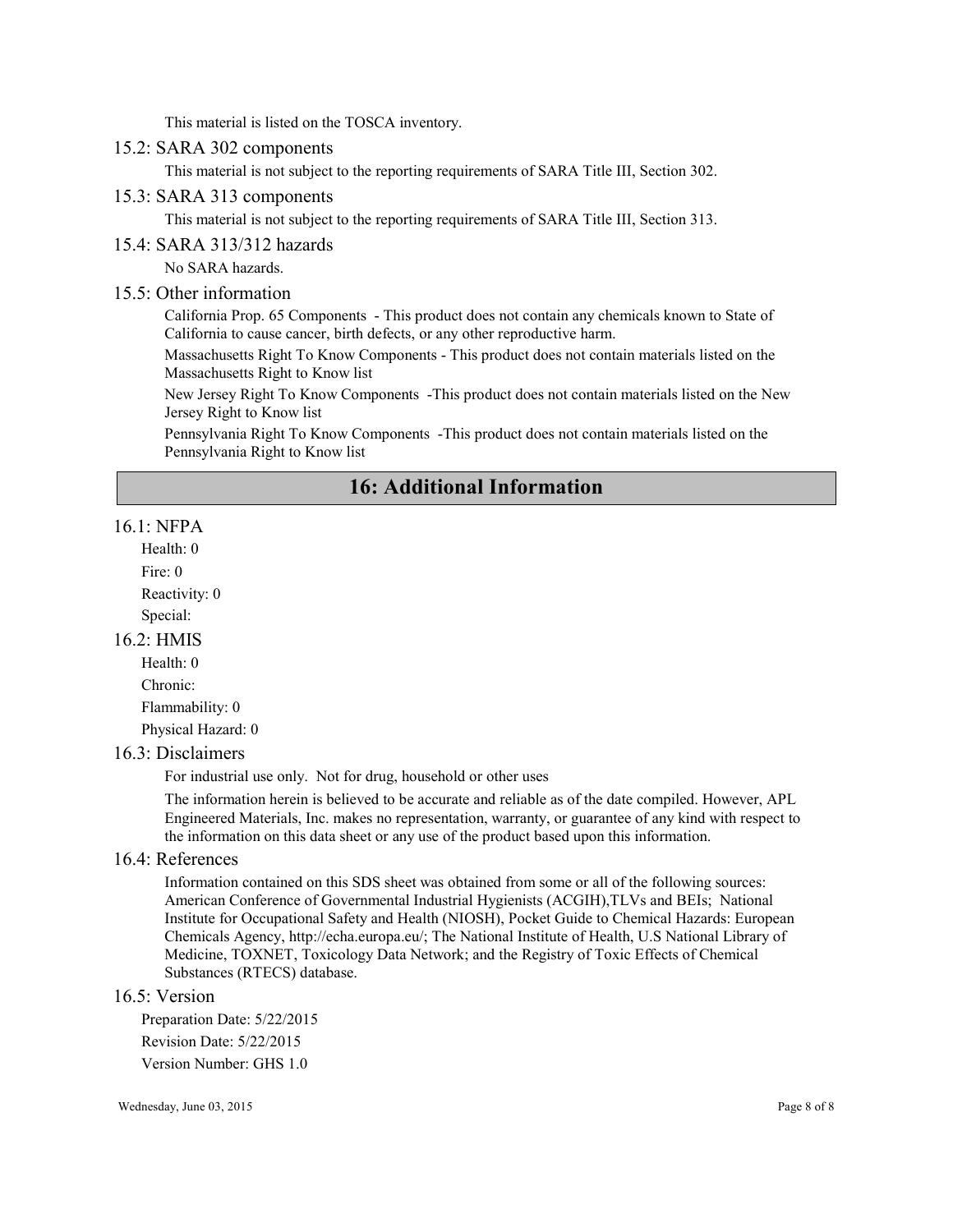This material is listed on the TOSCA inventory.

### 15.2: SARA 302 components

This material is not subject to the reporting requirements of SARA Title III, Section 302.

### 15.3: SARA 313 components

This material is not subject to the reporting requirements of SARA Title III, Section 313.

### 15.4: SARA 313/312 hazards

No SARA hazards.

### 15.5: Other information

California Prop. 65 Components - This product does not contain any chemicals known to State of California to cause cancer, birth defects, or any other reproductive harm.

Massachusetts Right To Know Components - This product does not contain materials listed on the Massachusetts Right to Know list

New Jersey Right To Know Components -This product does not contain materials listed on the New Jersey Right to Know list

Pennsylvania Right To Know Components -This product does not contain materials listed on the Pennsylvania Right to Know list

## 16: Additional Information

### 16.1: NFPA

Health: 0

Fire: 0

Reactivity: 0

Special:

### 16.2: HMIS

Health: 0

Chronic:

Flammability: 0

Physical Hazard: 0

### 16.3: Disclaimers

For industrial use only. Not for drug, household or other uses

The information herein is believed to be accurate and reliable as of the date compiled. However, APL Engineered Materials, Inc. makes no representation, warranty, or guarantee of any kind with respect to the information on this data sheet or any use of the product based upon this information.

### 16.4: References

Information contained on this SDS sheet was obtained from some or all of the following sources: American Conference of Governmental Industrial Hygienists (ACGIH),TLVs and BEIs; National Institute for Occupational Safety and Health (NIOSH), Pocket Guide to Chemical Hazards: European Chemicals Agency, http://echa.europa.eu/; The National Institute of Health, U.S National Library of Medicine, TOXNET, Toxicology Data Network; and the Registry of Toxic Effects of Chemical Substances (RTECS) database.

### 16.5: Version

Preparation Date: 5/22/2015

Revision Date: 5/22/2015

Version Number: GHS 1.0